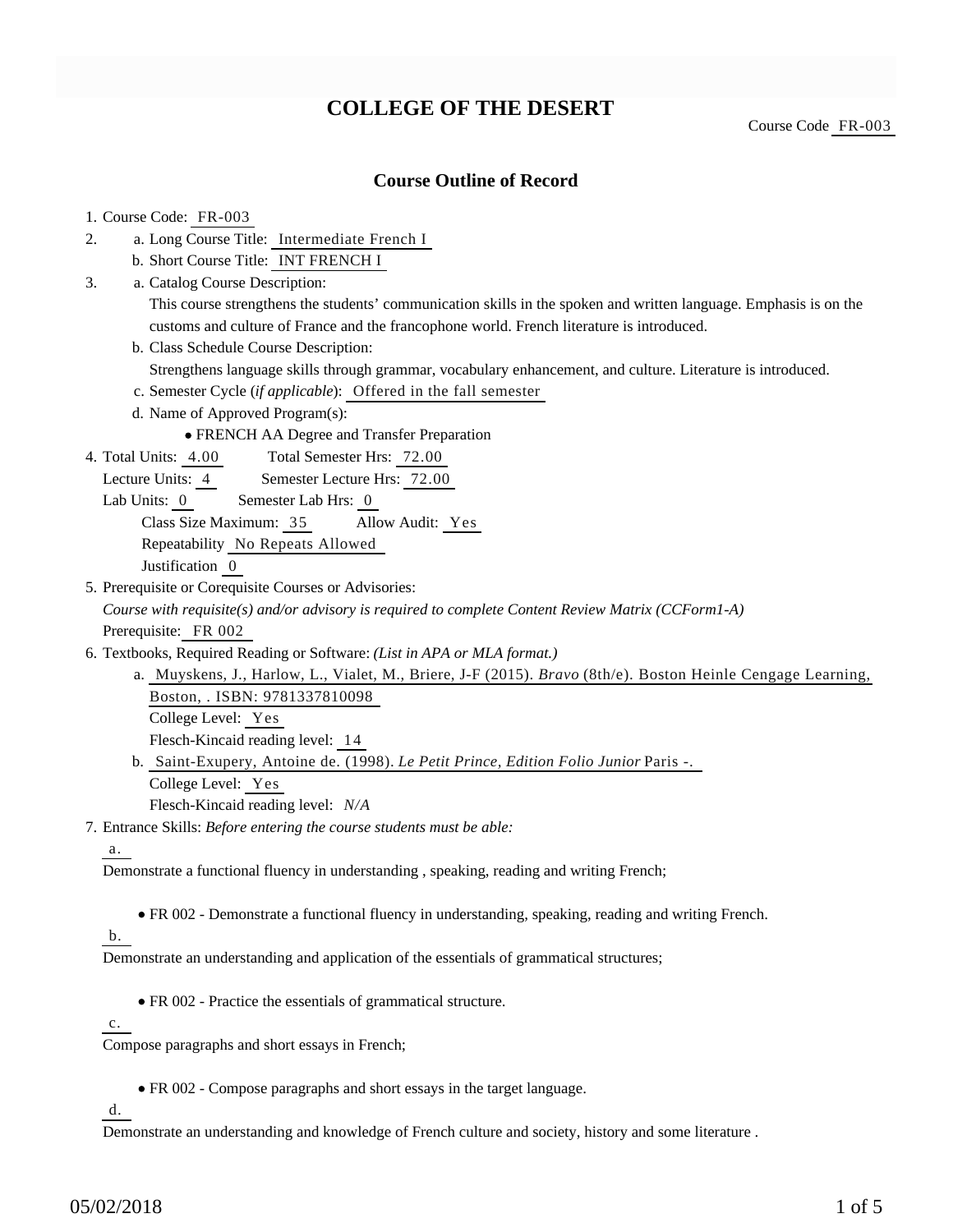# COLLEGE OF THE DESERT

Course Code FR-003

## Course Outline of Record

1. Course Code: FR-003
2. a. Long Course Title: Intermediate French I
   b. Short Course Title: INT FRENCH I
3. a. Catalog Course Description:
   This course strengthens the students' communication skills in the spoken and written language. Emphasis is on the customs and culture of France and the francophone world. French literature is introduced.
   b. Class Schedule Course Description:
   Strengthens language skills through grammar, vocabulary enhancement, and culture. Literature is introduced.
   c. Semester Cycle (*if applicable*): Offered in the fall semester
   d. Name of Approved Program(s):
   - FRENCH AA Degree and Transfer Preparation
4. Total Units: 4.00 Total Semester Hrs: 72.00
   Lecture Units: 4 Semester Lecture Hrs: 72.00
   Lab Units: 0 Semester Lab Hrs: 0
   Class Size Maximum: 35 Allow Audit: Yes
   Repeatability No Repeats Allowed
   Justification 0
5. Prerequisite or Corequisite Courses or Advisories:
   *Course with requisite(s) and/or advisory is required to complete Content Review Matrix (CCForm1-A)*
   Prerequisite: FR 002
6. Textbooks, Required Reading or Software: *(List in APA or MLA format.)*
   a. Muyskens, J., Harlow, L., Vialet, M., Briere, J-F (2015). *Bravo* (8th/e). Boston Heinle Cengage Learning, Boston, . ISBN: 9781337810098
   College Level: Yes
   Flesch-Kincaid reading level: 14
   b. Saint-Exupery, Antoine de. (1998). *Le Petit Prince, Edition Folio Junior* Paris -.
   College Level: Yes
   Flesch-Kincaid reading level: *N/A*
7. Entrance Skills: *Before entering the course students must be able:*

   a.
   Demonstrate a functional fluency in understanding , speaking, reading and writing French;
   - FR 002 - Demonstrate a functional fluency in understanding, speaking, reading and writing French.

   b.
   Demonstrate an understanding and application of the essentials of grammatical structures;
   - FR 002 - Practice the essentials of grammatical structure.

   c.
   Compose paragraphs and short essays in French;
   - FR 002 - Compose paragraphs and short essays in the target language.

   d.
   Demonstrate an understanding and knowledge of French culture and society, history and some literature .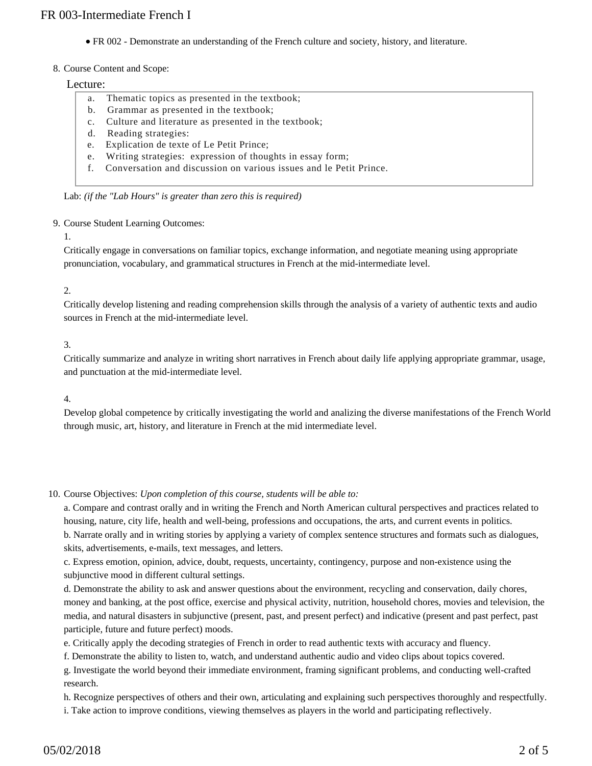- FR 002 - Demonstrate an understanding of the French culture and society, history, and literature.

8. Course Content and Scope:

Lecture:

a. Thematic topics as presented in the textbook;
b. Grammar as presented in the textbook;
c. Culture and literature as presented in the textbook;
d. Reading strategies:
e. Explication de texte of Le Petit Prince;
e. Writing strategies: expression of thoughts in essay form;
f. Conversation and discussion on various issues and le Petit Prince.

Lab: *(if the "Lab Hours" is greater than zero this is required)*

9. Course Student Learning Outcomes:

1.

Critically engage in conversations on familiar topics, exchange information, and negotiate meaning using appropriate pronunciation, vocabulary, and grammatical structures in French at the mid-intermediate level.

2.

Critically develop listening and reading comprehension skills through the analysis of a variety of authentic texts and audio sources in French at the mid-intermediate level.

3.

Critically summarize and analyze in writing short narratives in French about daily life applying appropriate grammar, usage, and punctuation at the mid-intermediate level.

4.

Develop global competence by critically investigating the world and analizing the diverse manifestations of the French World through music, art, history, and literature in French at the mid intermediate level.

10. Course Objectives: *Upon completion of this course, students will be able to:*

a. Compare and contrast orally and in writing the French and North American cultural perspectives and practices related to housing, nature, city life, health and well-being, professions and occupations, the arts, and current events in politics.
b. Narrate orally and in writing stories by applying a variety of complex sentence structures and formats such as dialogues, skits, advertisements, e-mails, text messages, and letters.
c. Express emotion, opinion, advice, doubt, requests, uncertainty, contingency, purpose and non-existence using the subjunctive mood in different cultural settings.
d. Demonstrate the ability to ask and answer questions about the environment, recycling and conservation, daily chores, money and banking, at the post office, exercise and physical activity, nutrition, household chores, movies and television, the media, and natural disasters in subjunctive (present, past, and present perfect) and indicative (present and past perfect, past participle, future and future perfect) moods.
e. Critically apply the decoding strategies of French in order to read authentic texts with accuracy and fluency.
f. Demonstrate the ability to listen to, watch, and understand authentic audio and video clips about topics covered.
g. Investigate the world beyond their immediate environment, framing significant problems, and conducting well-crafted research.
h. Recognize perspectives of others and their own, articulating and explaining such perspectives thoroughly and respectfully.
i. Take action to improve conditions, viewing themselves as players in the world and participating reflectively.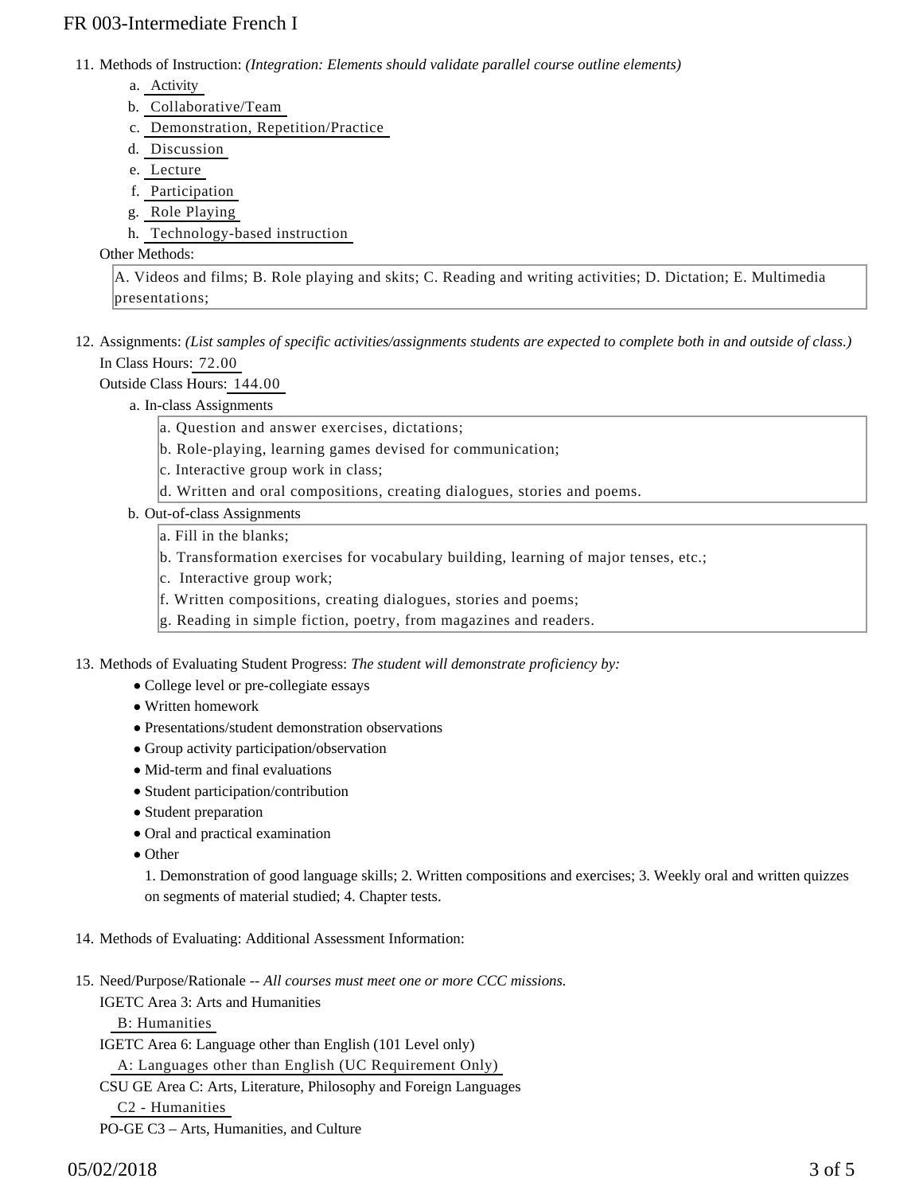11. Methods of Instruction: *(Integration: Elements should validate parallel course outline elements)*
    a. Activity
    b. Collaborative/Team
    c. Demonstration, Repetition/Practice
    d. Discussion
    e. Lecture
    f. Participation
    g. Role Playing
    h. Technology-based instruction

    Other Methods:

    A. Videos and films; B. Role playing and skits; C. Reading and writing activities; D. Dictation; E. Multimedia presentations;

12. Assignments: *(List samples of specific activities/assignments students are expected to complete both in and outside of class.)*
    In Class Hours: 72.00
    Outside Class Hours: 144.00
    a. In-class Assignments

       a. Question and answer exercises, dictations;
       b. Role-playing, learning games devised for communication;
       c. Interactive group work in class;
       d. Written and oral compositions, creating dialogues, stories and poems.

    b. Out-of-class Assignments

       a. Fill in the blanks;
       b. Transformation exercises for vocabulary building, learning of major tenses, etc.;
       c. Interactive group work;
       f. Written compositions, creating dialogues, stories and poems;
       g. Reading in simple fiction, poetry, from magazines and readers.

13. Methods of Evaluating Student Progress: *The student will demonstrate proficiency by:*
    - College level or pre-collegiate essays
    - Written homework
    - Presentations/student demonstration observations
    - Group activity participation/observation
    - Mid-term and final evaluations
    - Student participation/contribution
    - Student preparation
    - Oral and practical examination
    - Other

      1. Demonstration of good language skills; 2. Written compositions and exercises; 3. Weekly oral and written quizzes on segments of material studied; 4. Chapter tests.

14. Methods of Evaluating: Additional Assessment Information:

15. Need/Purpose/Rationale -- *All courses must meet one or more CCC missions.*
    IGETC Area 3: Arts and Humanities
    B: Humanities
    IGETC Area 6: Language other than English (101 Level only)
    A: Languages other than English (UC Requirement Only)
    CSU GE Area C: Arts, Literature, Philosophy and Foreign Languages
    C2 - Humanities
    PO-GE C3 – Arts, Humanities, and Culture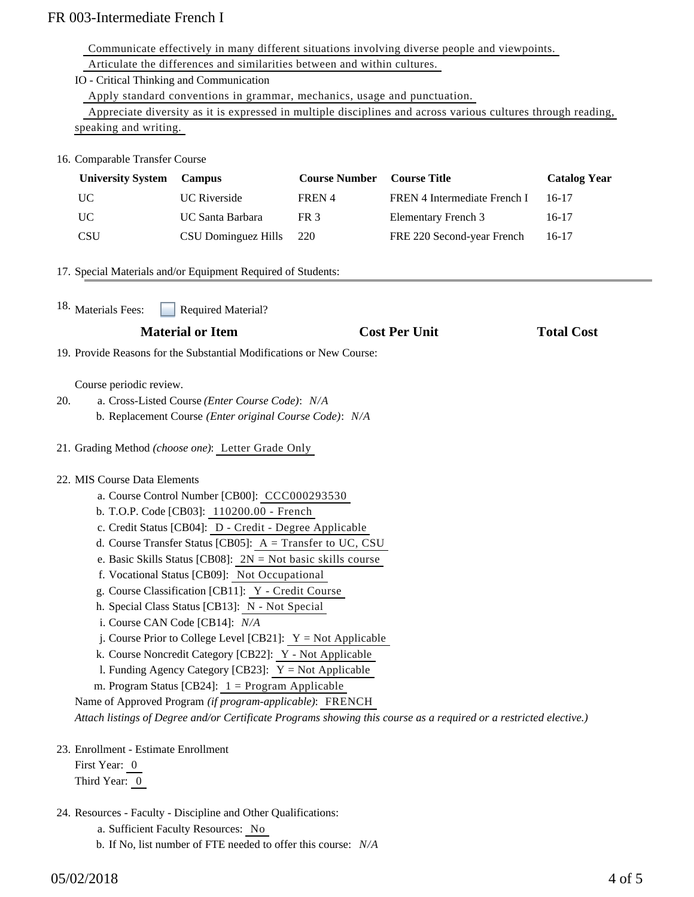Communicate effectively in many different situations involving diverse people and viewpoints.

Articulate the differences and similarities between and within cultures.

IO - Critical Thinking and Communication

Apply standard conventions in grammar, mechanics, usage and punctuation.

Appreciate diversity as it is expressed in multiple disciplines and across various cultures through reading, speaking and writing.

16. Comparable Transfer Course

| University System | Campus | Course Number | Course Title | Catalog Year |
|---|---|---|---|---|
| UC | UC Riverside | FREN 4 | FREN 4 Intermediate French I | 16-17 |
| UC | UC Santa Barbara | FR 3 | Elementary French 3 | 16-17 |
| CSU | CSU Dominguez Hills | 220 | FRE 220 Second-year French | 16-17 |

17. Special Materials and/or Equipment Required of Students:

18. Materials Fees: ☐ Required Material?

| Material or Item | Cost Per Unit | Total Cost |
|---|---|---|

19. Provide Reasons for the Substantial Modifications or New Course:

Course periodic review.

20. a. Cross-Listed Course *(Enter Course Code)*: *N/A*
    b. Replacement Course *(Enter original Course Code)*: *N/A*

21. Grading Method *(choose one)*: Letter Grade Only

22. MIS Course Data Elements
    a. Course Control Number [CB00]: CCC000293530
    b. T.O.P. Code [CB03]: 110200.00 - French
    c. Credit Status [CB04]: D - Credit - Degree Applicable
    d. Course Transfer Status [CB05]: A = Transfer to UC, CSU
    e. Basic Skills Status [CB08]: 2N = Not basic skills course
    f. Vocational Status [CB09]: Not Occupational
    g. Course Classification [CB11]: Y - Credit Course
    h. Special Class Status [CB13]: N - Not Special
    i. Course CAN Code [CB14]: *N/A*
    j. Course Prior to College Level [CB21]: Y = Not Applicable
    k. Course Noncredit Category [CB22]: Y - Not Applicable
    l. Funding Agency Category [CB23]: Y = Not Applicable
    m. Program Status [CB24]: 1 = Program Applicable

    Name of Approved Program *(if program-applicable)*: FRENCH

    *Attach listings of Degree and/or Certificate Programs showing this course as a required or a restricted elective.)*

23. Enrollment - Estimate Enrollment

    First Year: 0

    Third Year: 0

24. Resources - Faculty - Discipline and Other Qualifications:
    a. Sufficient Faculty Resources: No
    b. If No, list number of FTE needed to offer this course: *N/A*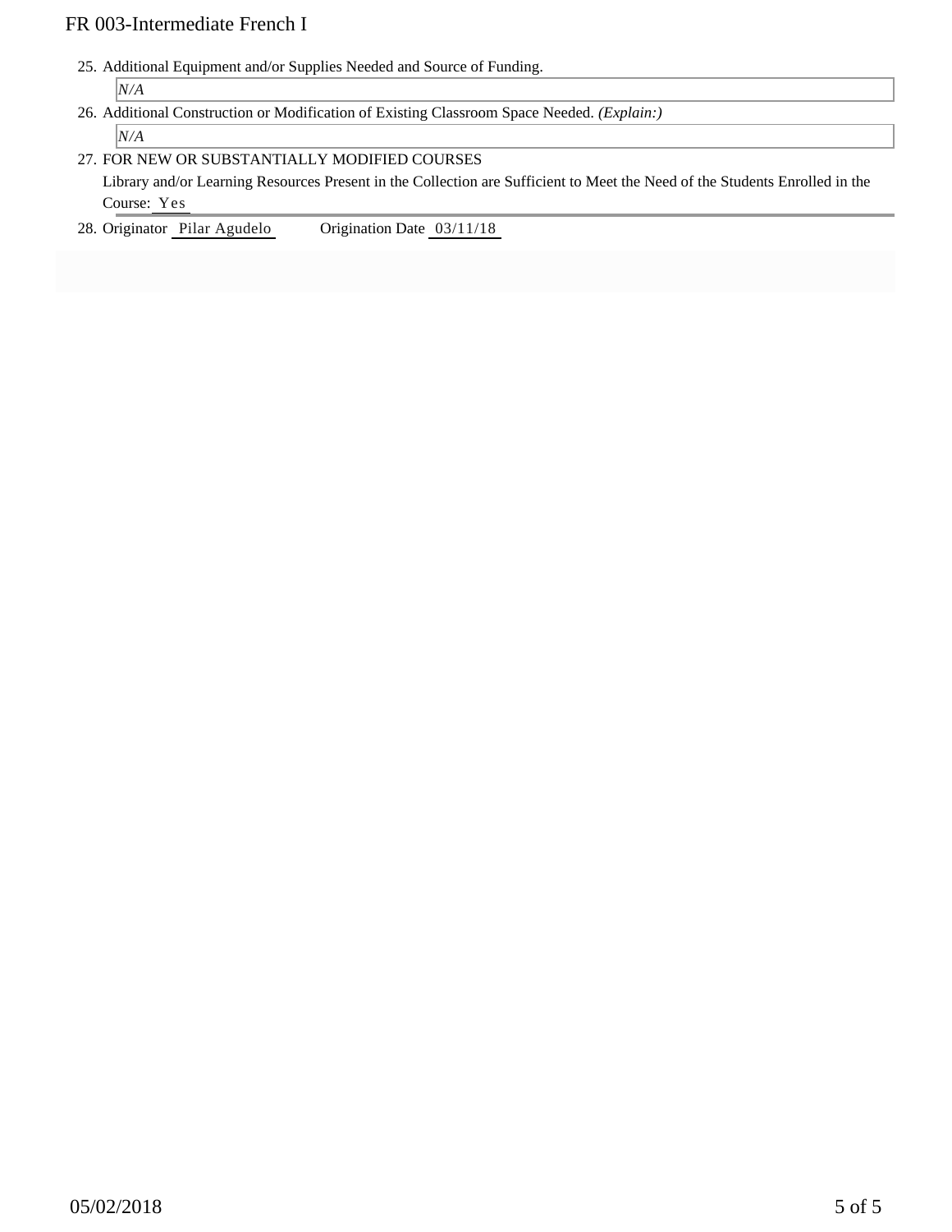25. Additional Equipment and/or Supplies Needed and Source of Funding.

    *N/A*

26. Additional Construction or Modification of Existing Classroom Space Needed. *(Explain:)*

    *N/A*

27. FOR NEW OR SUBSTANTIALLY MODIFIED COURSES

    Library and/or Learning Resources Present in the Collection are Sufficient to Meet the Need of the Students Enrolled in the Course: Yes

28. Originator Pilar Agudelo Origination Date 03/11/18